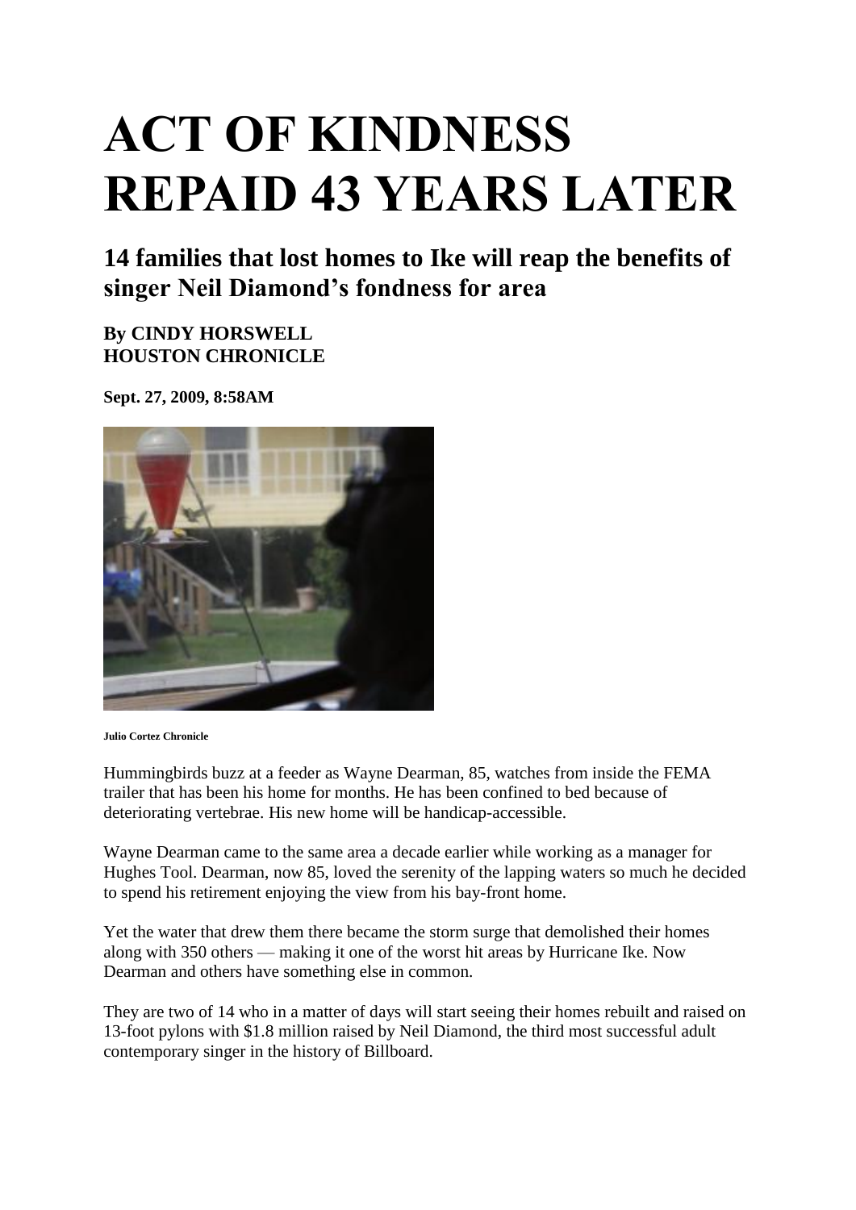# ACT OF KINDNESS REPAID 43 YEARS LATER

## 14 families that lost homes to Ike will reap the benefits of singer Neil Diamond's fondness for area

**By CINDY HORSWELL**
**HOUSTON CHRONICLE**

**Sept. 27, 2009, 8:58AM**

**Julio Cortez Chronicle**

Hummingbirds buzz at a feeder as Wayne Dearman, 85, watches from inside the FEMA trailer that has been his home for months. He has been confined to bed because of deteriorating vertebrae. His new home will be handicap-accessible.

Wayne Dearman came to the same area a decade earlier while working as a manager for Hughes Tool. Dearman, now 85, loved the serenity of the lapping waters so much he decided to spend his retirement enjoying the view from his bay-front home.

Yet the water that drew them there became the storm surge that demolished their homes along with 350 others — making it one of the worst hit areas by Hurricane Ike. Now Dearman and others have something else in common.

They are two of 14 who in a matter of days will start seeing their homes rebuilt and raised on 13-foot pylons with $1.8 million raised by Neil Diamond, the third most successful adult contemporary singer in the history of Billboard.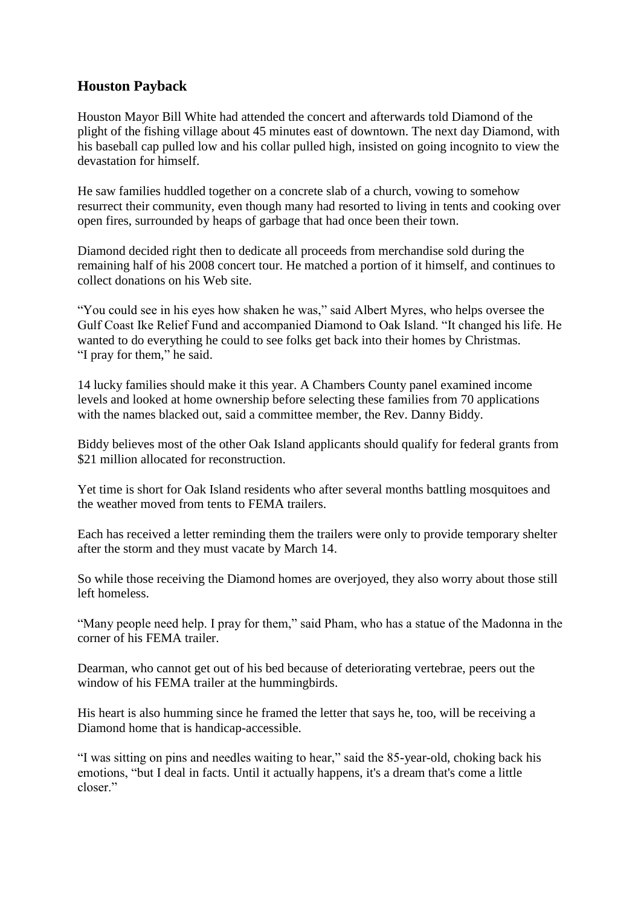## Houston Payback

Houston Mayor Bill White had attended the concert and afterwards told Diamond of the plight of the fishing village about 45 minutes east of downtown. The next day Diamond, with his baseball cap pulled low and his collar pulled high, insisted on going incognito to view the devastation for himself.

He saw families huddled together on a concrete slab of a church, vowing to somehow resurrect their community, even though many had resorted to living in tents and cooking over open fires, surrounded by heaps of garbage that had once been their town.

Diamond decided right then to dedicate all proceeds from merchandise sold during the remaining half of his 2008 concert tour. He matched a portion of it himself, and continues to collect donations on his Web site.

“You could see in his eyes how shaken he was,” said Albert Myres, who helps oversee the Gulf Coast Ike Relief Fund and accompanied Diamond to Oak Island. “It changed his life. He wanted to do everything he could to see folks get back into their homes by Christmas.
“I pray for them,” he said.

14 lucky families should make it this year. A Chambers County panel examined income levels and looked at home ownership before selecting these families from 70 applications with the names blacked out, said a committee member, the Rev. Danny Biddy.

Biddy believes most of the other Oak Island applicants should qualify for federal grants from $21 million allocated for reconstruction.

Yet time is short for Oak Island residents who after several months battling mosquitoes and the weather moved from tents to FEMA trailers.

Each has received a letter reminding them the trailers were only to provide temporary shelter after the storm and they must vacate by March 14.

So while those receiving the Diamond homes are overjoyed, they also worry about those still left homeless.

“Many people need help. I pray for them,” said Pham, who has a statue of the Madonna in the corner of his FEMA trailer.

Dearman, who cannot get out of his bed because of deteriorating vertebrae, peers out the window of his FEMA trailer at the hummingbirds.

His heart is also humming since he framed the letter that says he, too, will be receiving a Diamond home that is handicap-accessible.

“I was sitting on pins and needles waiting to hear,” said the 85-year-old, choking back his emotions, “but I deal in facts. Until it actually happens, it's a dream that's come a little closer.”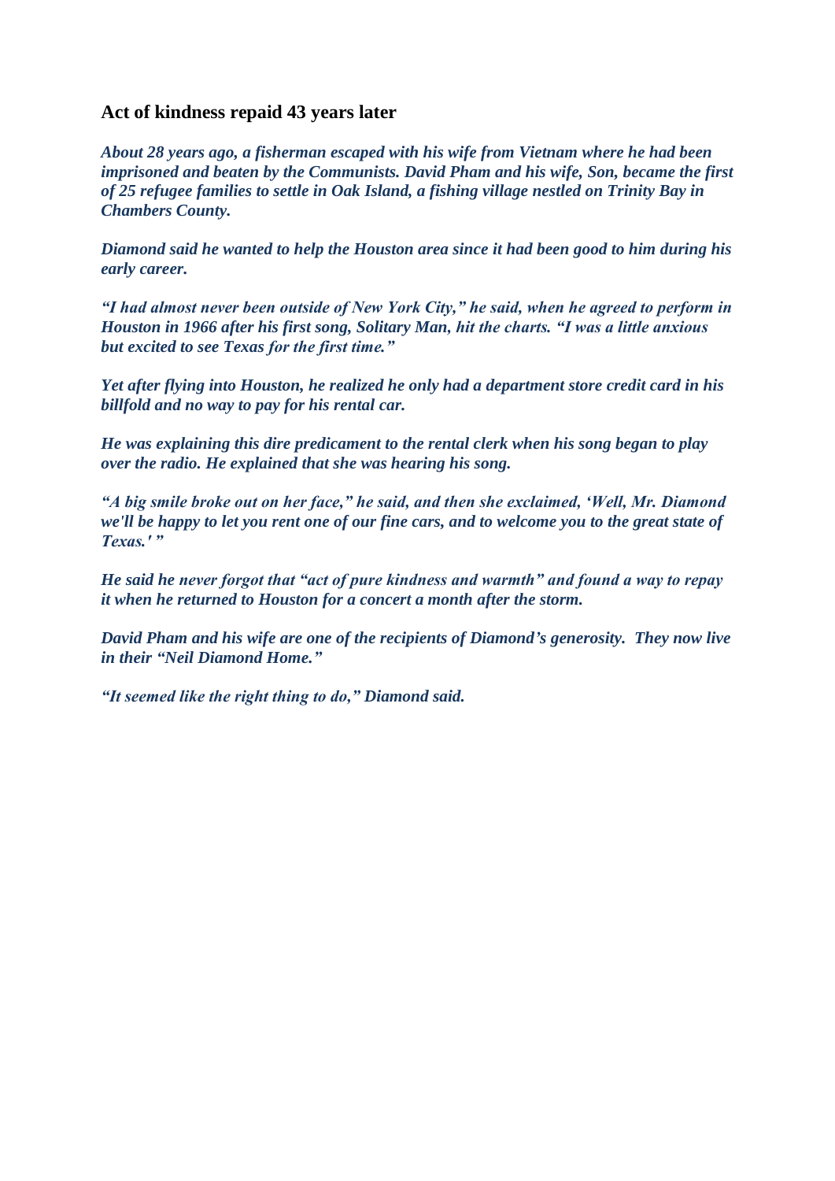## Act of kindness repaid 43 years later

***About 28 years ago, a fisherman escaped with his wife from Vietnam where he had been imprisoned and beaten by the Communists. David Pham and his wife, Son, became the first of 25 refugee families to settle in Oak Island, a fishing village nestled on Trinity Bay in Chambers County.***

***Diamond said he wanted to help the Houston area since it had been good to him during his early career.***

***"I had almost never been outside of New York City," he said, when he agreed to perform in Houston in 1966 after his first song, Solitary Man, hit the charts. "I was a little anxious but excited to see Texas for the first time."***

***Yet after flying into Houston, he realized he only had a department store credit card in his billfold and no way to pay for his rental car.***

***He was explaining this dire predicament to the rental clerk when his song began to play over the radio. He explained that she was hearing his song.***

***"A big smile broke out on her face," he said, and then she exclaimed, 'Well, Mr. Diamond we'll be happy to let you rent one of our fine cars, and to welcome you to the great state of Texas.' "***

***He said he never forgot that "act of pure kindness and warmth" and found a way to repay it when he returned to Houston for a concert a month after the storm.***

***David Pham and his wife are one of the recipients of Diamond's generosity. They now live in their "Neil Diamond Home."***

***"It seemed like the right thing to do," Diamond said.***